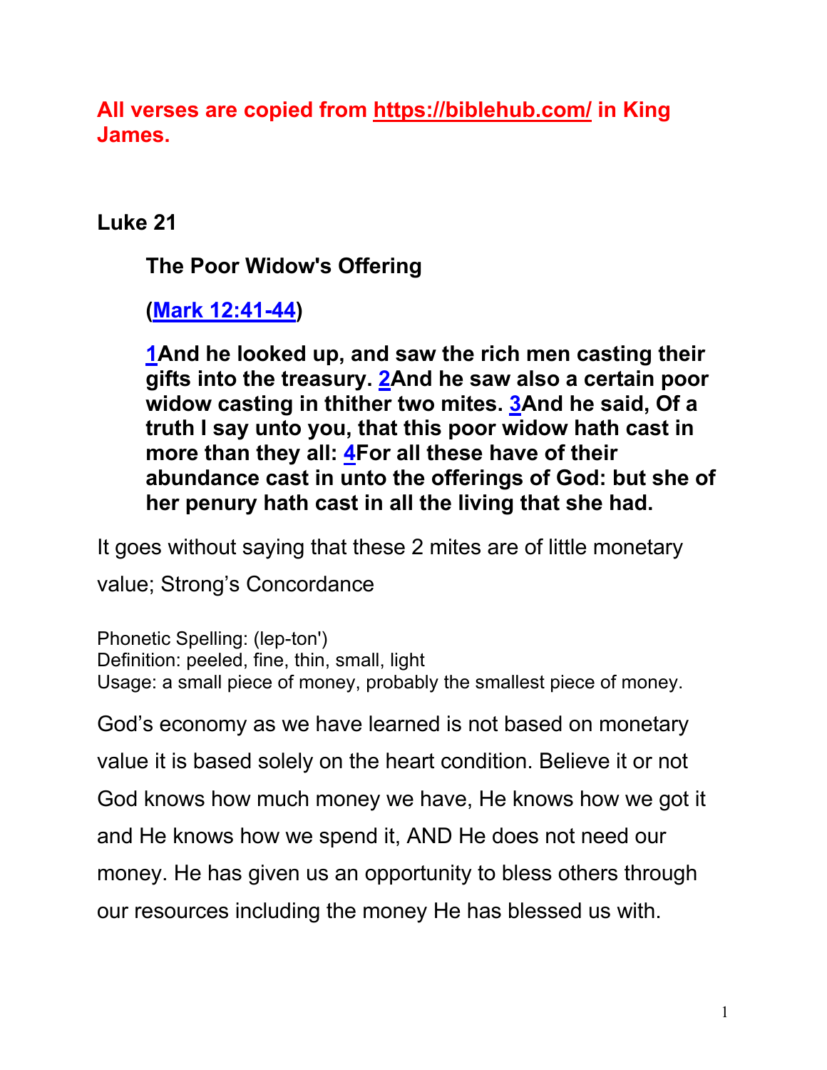**All verses are copied from https://biblehub.com/ in King James.**

**Luke 21**

**The Poor Widow's Offering**

**(Mark 12:41-44)**

**1And he looked up, and saw the rich men casting their gifts into the treasury. 2And he saw also a certain poor widow casting in thither two mites. 3And he said, Of a truth I say unto you, that this poor widow hath cast in more than they all: 4For all these have of their abundance cast in unto the offerings of God: but she of her penury hath cast in all the living that she had.**

It goes without saying that these 2 mites are of little monetary value; Strong's Concordance

Phonetic Spelling: (lep-ton')
Definition: peeled, fine, thin, small, light
Usage: a small piece of money, probably the smallest piece of money.

God's economy as we have learned is not based on monetary value it is based solely on the heart condition. Believe it or not God knows how much money we have, He knows how we got it and He knows how we spend it, AND He does not need our money. He has given us an opportunity to bless others through our resources including the money He has blessed us with.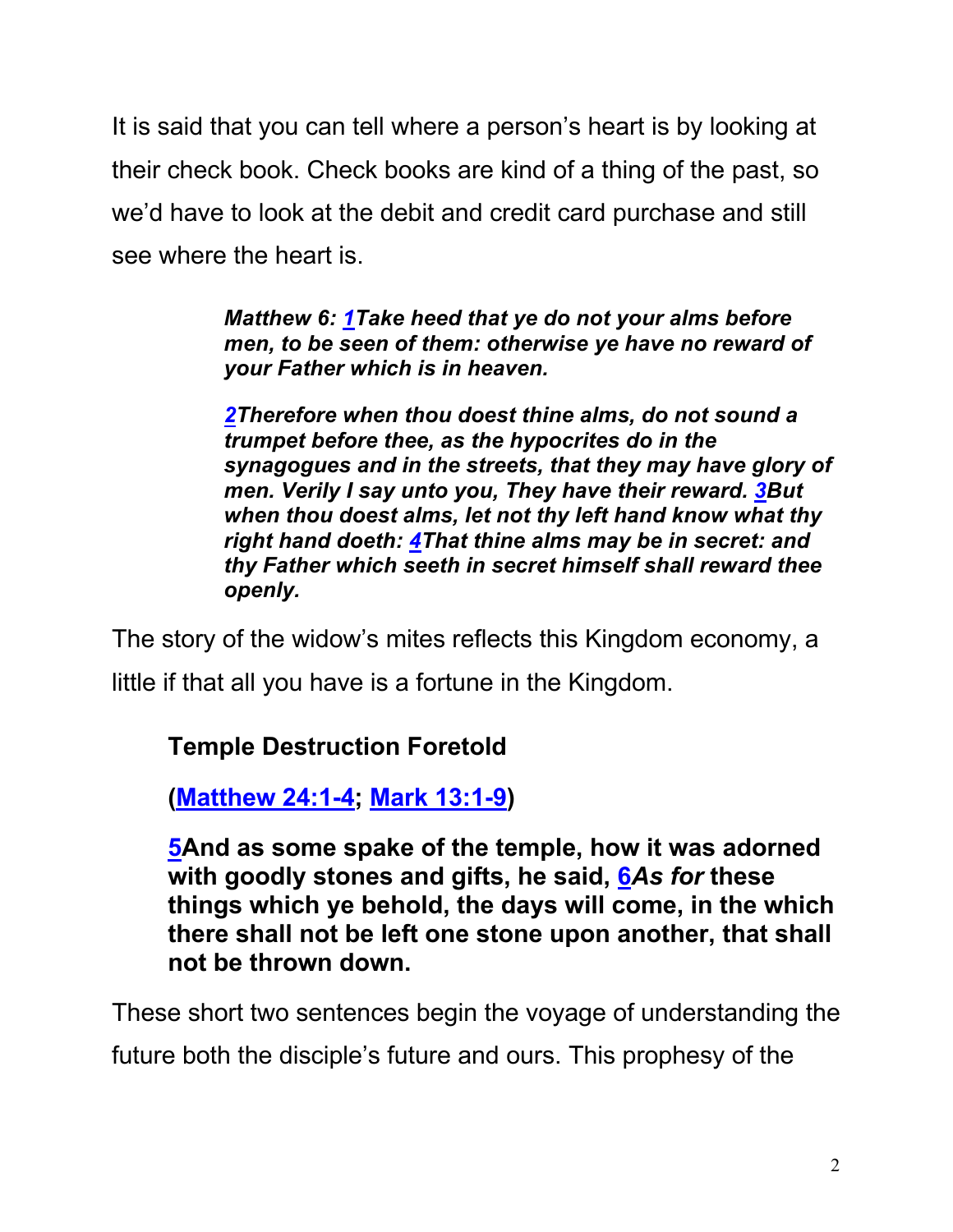It is said that you can tell where a person's heart is by looking at their check book. Check books are kind of a thing of the past, so we'd have to look at the debit and credit card purchase and still see where the heart is.

> ***Matthew 6: 1Take heed that ye do not your alms before men, to be seen of them: otherwise ye have no reward of your Father which is in heaven.***
>
> ***2Therefore when thou doest thine alms, do not sound a trumpet before thee, as the hypocrites do in the synagogues and in the streets, that they may have glory of men. Verily I say unto you, They have their reward. 3But when thou doest alms, let not thy left hand know what thy right hand doeth: 4That thine alms may be in secret: and thy Father which seeth in secret himself shall reward thee openly.***

The story of the widow's mites reflects this Kingdom economy, a little if that all you have is a fortune in the Kingdom.

**Temple Destruction Foretold**

**(Matthew 24:1-4; Mark 13:1-9)**

**5And as some spake of the temple, how it was adorned with goodly stones and gifts, he said, 6*As for* these things which ye behold, the days will come, in the which there shall not be left one stone upon another, that shall not be thrown down.**

These short two sentences begin the voyage of understanding the future both the disciple's future and ours. This prophesy of the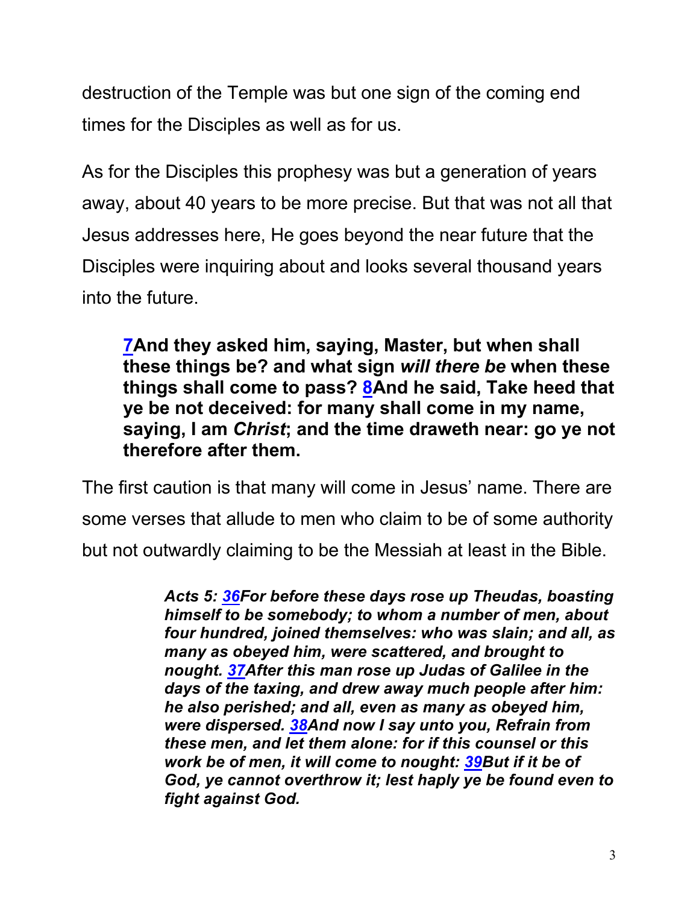destruction of the Temple was but one sign of the coming end times for the Disciples as well as for us.

As for the Disciples this prophesy was but a generation of years away, about 40 years to be more precise. But that was not all that Jesus addresses here, He goes beyond the near future that the Disciples were inquiring about and looks several thousand years into the future.

> **7And they asked him, saying, Master, but when shall these things be? and what sign *will there be* when these things shall come to pass? 8And he said, Take heed that ye be not deceived: for many shall come in my name, saying, I am *Christ*; and the time draweth near: go ye not therefore after them.**

The first caution is that many will come in Jesus' name. There are some verses that allude to men who claim to be of some authority but not outwardly claiming to be the Messiah at least in the Bible.

> ***Acts 5: 36For before these days rose up Theudas, boasting himself to be somebody; to whom a number of men, about four hundred, joined themselves: who was slain; and all, as many as obeyed him, were scattered, and brought to nought. 37After this man rose up Judas of Galilee in the days of the taxing, and drew away much people after him: he also perished; and all, even as many as obeyed him, were dispersed. 38And now I say unto you, Refrain from these men, and let them alone: for if this counsel or this work be of men, it will come to nought: 39But if it be of God, ye cannot overthrow it; lest haply ye be found even to fight against God.***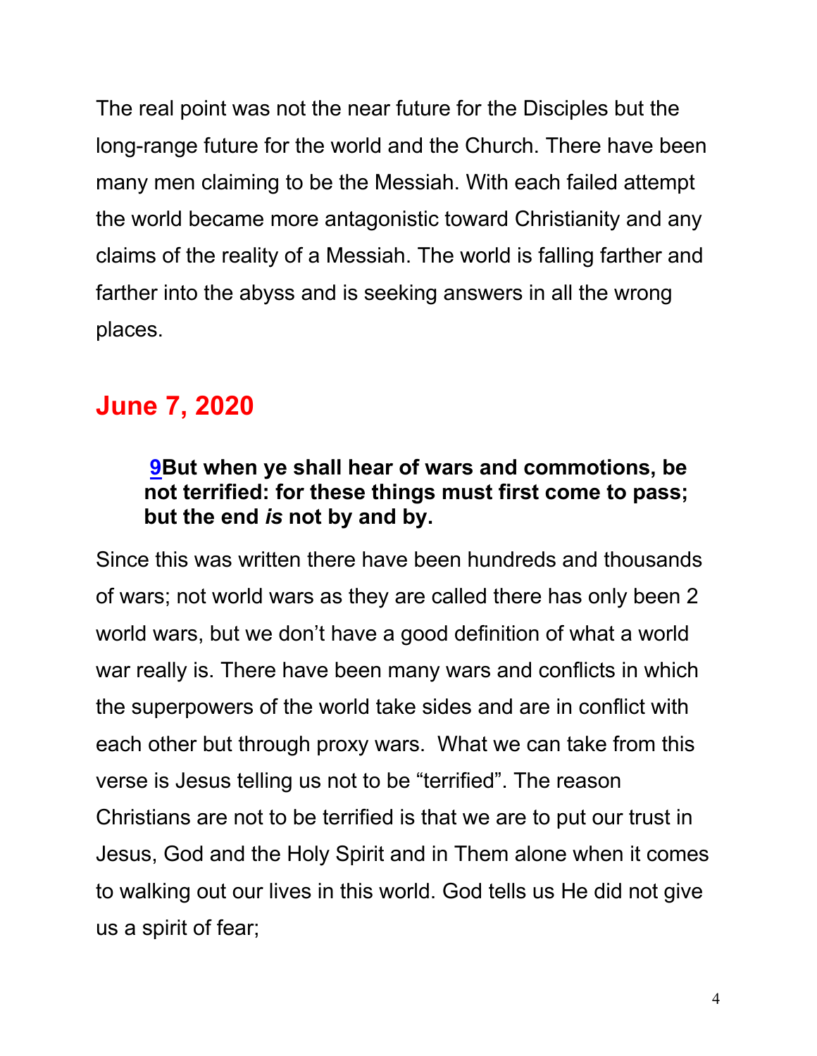The real point was not the near future for the Disciples but the long-range future for the world and the Church. There have been many men claiming to be the Messiah. With each failed attempt the world became more antagonistic toward Christianity and any claims of the reality of a Messiah. The world is falling farther and farther into the abyss and is seeking answers in all the wrong places.

## June 7, 2020

> **9But when ye shall hear of wars and commotions, be not terrified: for these things must first come to pass; but the end *is* not by and by.**

Since this was written there have been hundreds and thousands of wars; not world wars as they are called there has only been 2 world wars, but we don't have a good definition of what a world war really is. There have been many wars and conflicts in which the superpowers of the world take sides and are in conflict with each other but through proxy wars. What we can take from this verse is Jesus telling us not to be "terrified". The reason Christians are not to be terrified is that we are to put our trust in Jesus, God and the Holy Spirit and in Them alone when it comes to walking out our lives in this world. God tells us He did not give us a spirit of fear;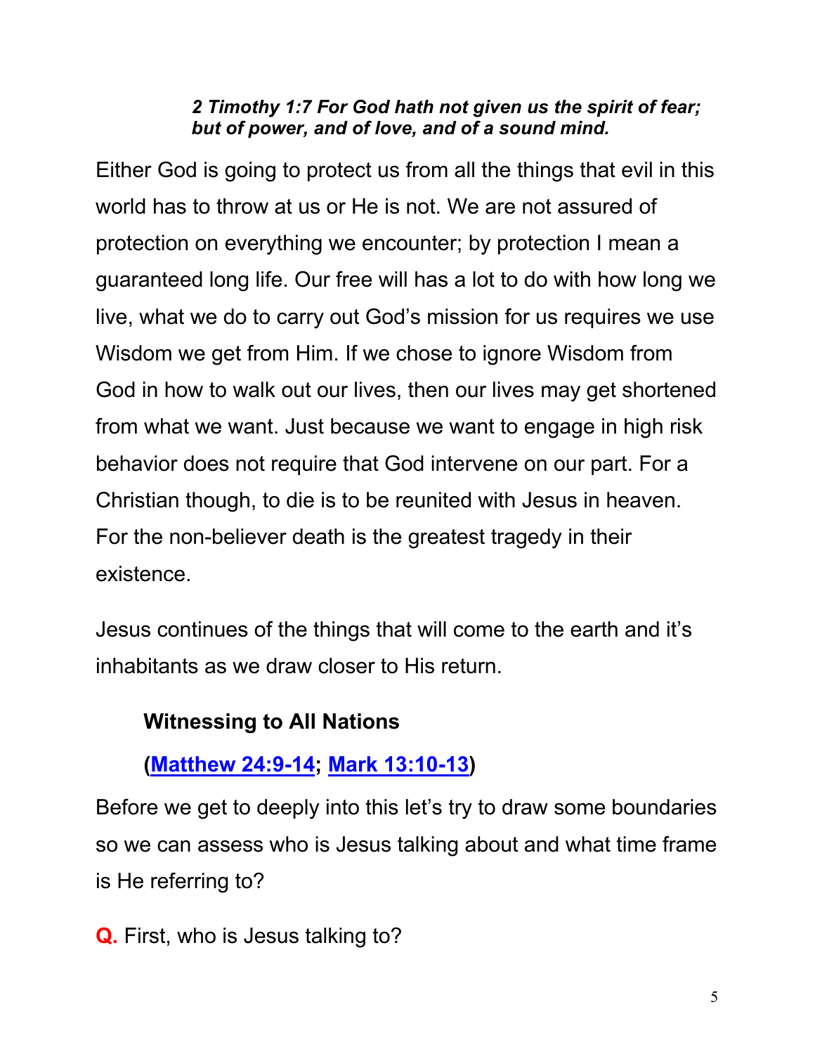***2 Timothy 1:7 For God hath not given us the spirit of fear; but of power, and of love, and of a sound mind.***

Either God is going to protect us from all the things that evil in this world has to throw at us or He is not. We are not assured of protection on everything we encounter; by protection I mean a guaranteed long life. Our free will has a lot to do with how long we live, what we do to carry out God's mission for us requires we use Wisdom we get from Him. If we chose to ignore Wisdom from God in how to walk out our lives, then our lives may get shortened from what we want. Just because we want to engage in high risk behavior does not require that God intervene on our part. For a Christian though, to die is to be reunited with Jesus in heaven. For the non-believer death is the greatest tragedy in their existence.

Jesus continues of the things that will come to the earth and it's inhabitants as we draw closer to His return.

**Witnessing to All Nations**

**(Matthew 24:9-14; Mark 13:10-13)**

Before we get to deeply into this let's try to draw some boundaries so we can assess who is Jesus talking about and what time frame is He referring to?

**Q.** First, who is Jesus talking to?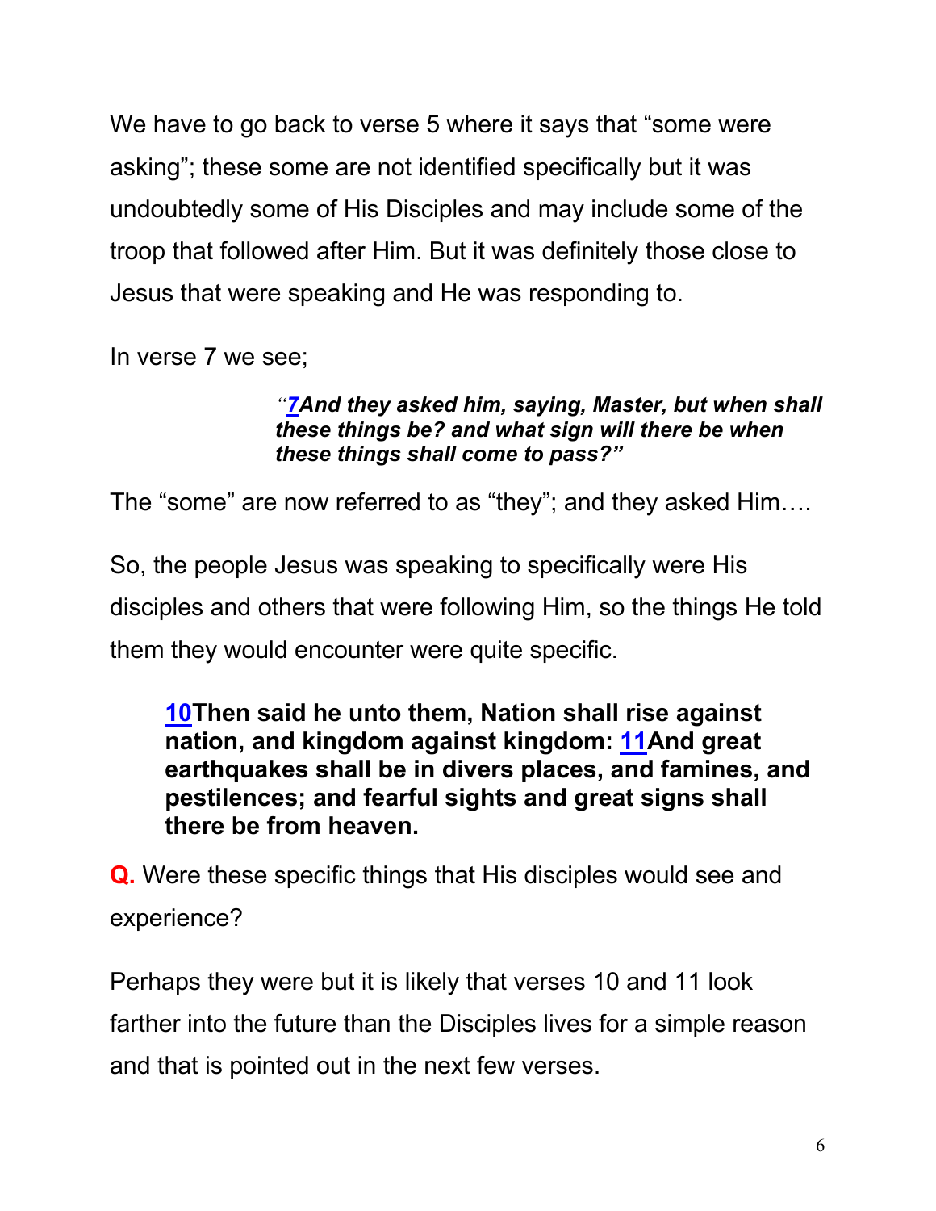We have to go back to verse 5 where it says that "some were asking"; these some are not identified specifically but it was undoubtedly some of His Disciples and may include some of the troop that followed after Him. But it was definitely those close to Jesus that were speaking and He was responding to.

In verse 7 we see;

> *"7And they asked him, saying, Master, but when shall these things be? and what sign will there be when these things shall come to pass?"*

The "some" are now referred to as "they"; and they asked Him….

So, the people Jesus was speaking to specifically were His disciples and others that were following Him, so the things He told them they would encounter were quite specific.

> **10Then said he unto them, Nation shall rise against nation, and kingdom against kingdom: 11And great earthquakes shall be in divers places, and famines, and pestilences; and fearful sights and great signs shall there be from heaven.**

**Q.** Were these specific things that His disciples would see and experience?

Perhaps they were but it is likely that verses 10 and 11 look farther into the future than the Disciples lives for a simple reason and that is pointed out in the next few verses.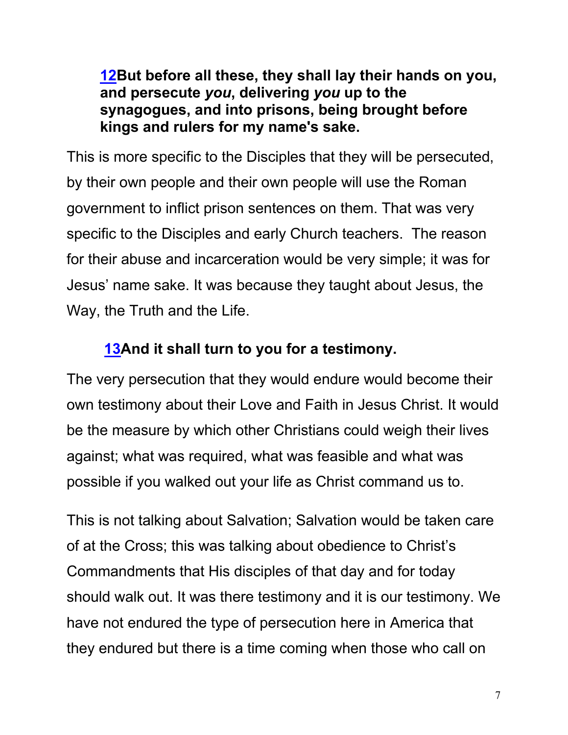**[12](#)But before all these, they shall lay their hands on you, and persecute *you*, delivering *you* up to the synagogues, and into prisons, being brought before kings and rulers for my name's sake.**

This is more specific to the Disciples that they will be persecuted, by their own people and their own people will use the Roman government to inflict prison sentences on them. That was very specific to the Disciples and early Church teachers. The reason for their abuse and incarceration would be very simple; it was for Jesus' name sake. It was because they taught about Jesus, the Way, the Truth and the Life.

**[13](#)And it shall turn to you for a testimony.**

The very persecution that they would endure would become their own testimony about their Love and Faith in Jesus Christ. It would be the measure by which other Christians could weigh their lives against; what was required, what was feasible and what was possible if you walked out your life as Christ command us to.

This is not talking about Salvation; Salvation would be taken care of at the Cross; this was talking about obedience to Christ's Commandments that His disciples of that day and for today should walk out. It was there testimony and it is our testimony. We have not endured the type of persecution here in America that they endured but there is a time coming when those who call on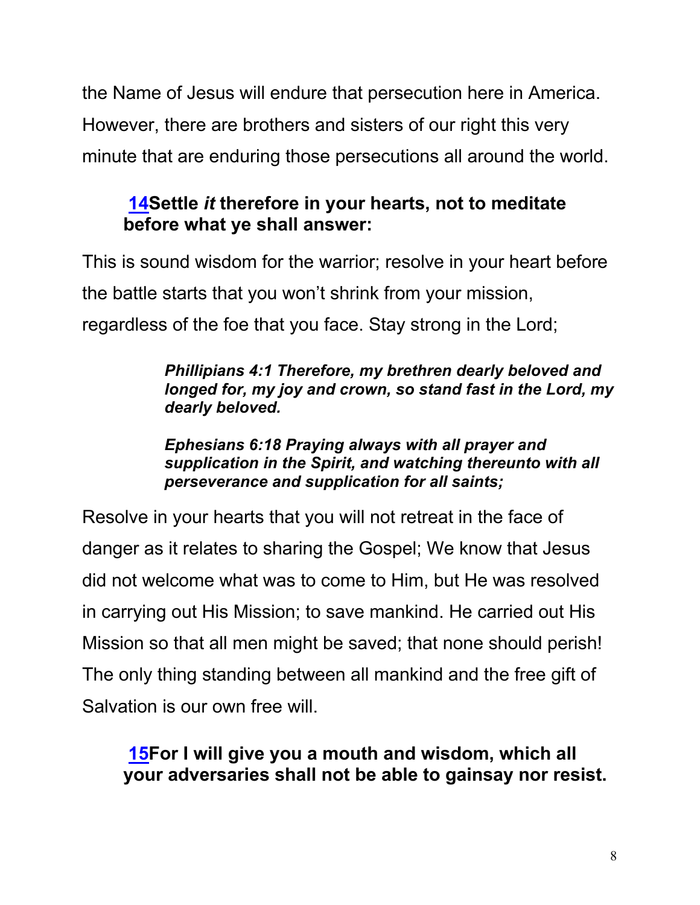the Name of Jesus will endure that persecution here in America. However, there are brothers and sisters of our right this very minute that are enduring those persecutions all around the world.

> **14Settle *it* therefore in your hearts, not to meditate before what ye shall answer:**

This is sound wisdom for the warrior; resolve in your heart before the battle starts that you won't shrink from your mission, regardless of the foe that you face. Stay strong in the Lord;

> ***Phillipians 4:1 Therefore, my brethren dearly beloved and longed for, my joy and crown, so stand fast in the Lord, my dearly beloved.***
>
> ***Ephesians 6:18 Praying always with all prayer and supplication in the Spirit, and watching thereunto with all perseverance and supplication for all saints;***

Resolve in your hearts that you will not retreat in the face of danger as it relates to sharing the Gospel; We know that Jesus did not welcome what was to come to Him, but He was resolved in carrying out His Mission; to save mankind. He carried out His Mission so that all men might be saved; that none should perish! The only thing standing between all mankind and the free gift of Salvation is our own free will.

> **15For I will give you a mouth and wisdom, which all your adversaries shall not be able to gainsay nor resist.**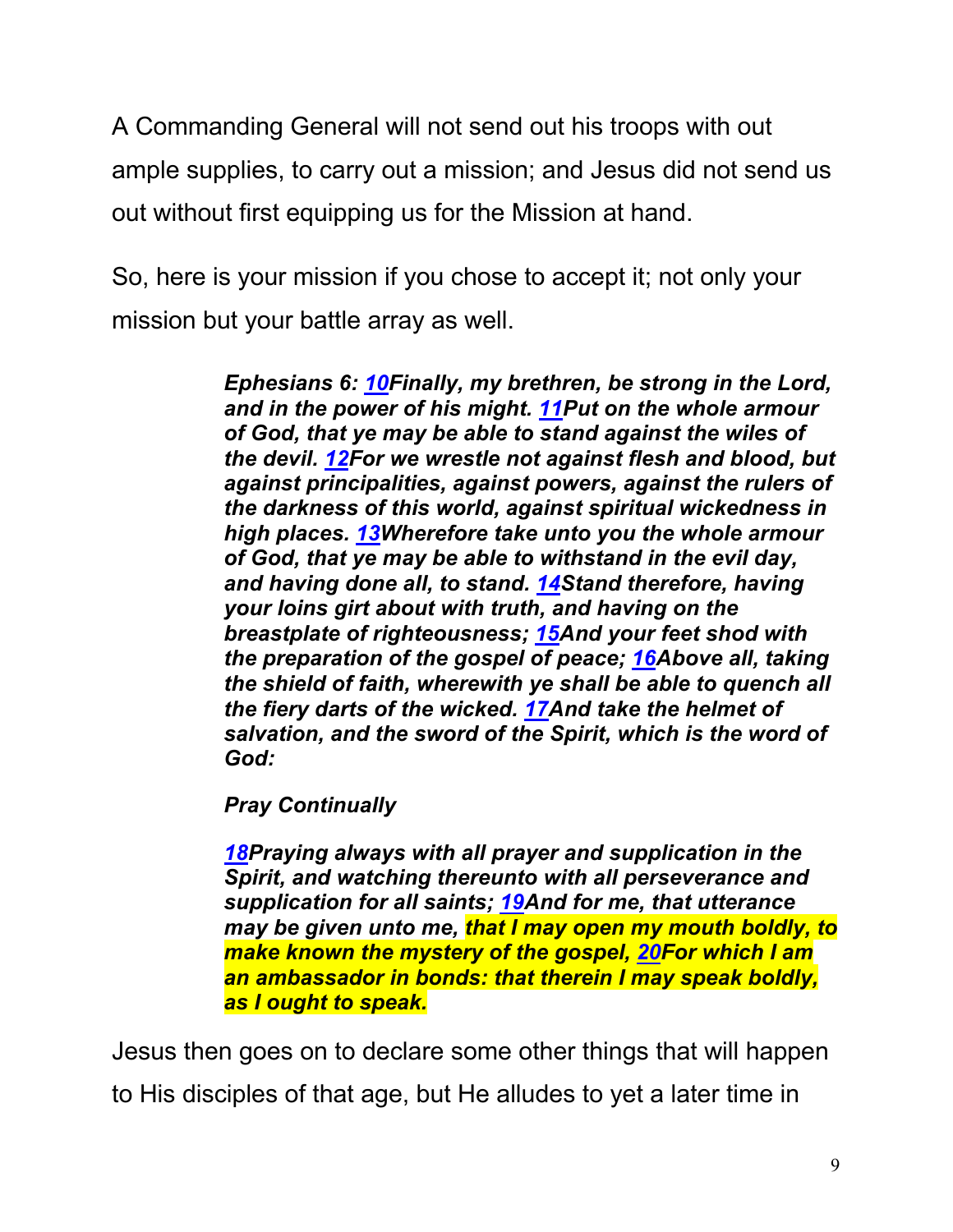A Commanding General will not send out his troops with out ample supplies, to carry out a mission; and Jesus did not send us out without first equipping us for the Mission at hand.

So, here is your mission if you chose to accept it; not only your mission but your battle array as well.

> ***Ephesians 6: 10Finally, my brethren, be strong in the Lord, and in the power of his might. 11Put on the whole armour of God, that ye may be able to stand against the wiles of the devil. 12For we wrestle not against flesh and blood, but against principalities, against powers, against the rulers of the darkness of this world, against spiritual wickedness in high places. 13Wherefore take unto you the whole armour of God, that ye may be able to withstand in the evil day, and having done all, to stand. 14Stand therefore, having your loins girt about with truth, and having on the breastplate of righteousness; 15And your feet shod with the preparation of the gospel of peace; 16Above all, taking the shield of faith, wherewith ye shall be able to quench all the fiery darts of the wicked. 17And take the helmet of salvation, and the sword of the Spirit, which is the word of God:***
>
> ***Pray Continually***
>
> ***18Praying always with all prayer and supplication in the Spirit, and watching thereunto with all perseverance and supplication for all saints; 19And for me, that utterance may be given unto me, that I may open my mouth boldly, to make known the mystery of the gospel, 20For which I am an ambassador in bonds: that therein I may speak boldly, as I ought to speak.***

Jesus then goes on to declare some other things that will happen to His disciples of that age, but He alludes to yet a later time in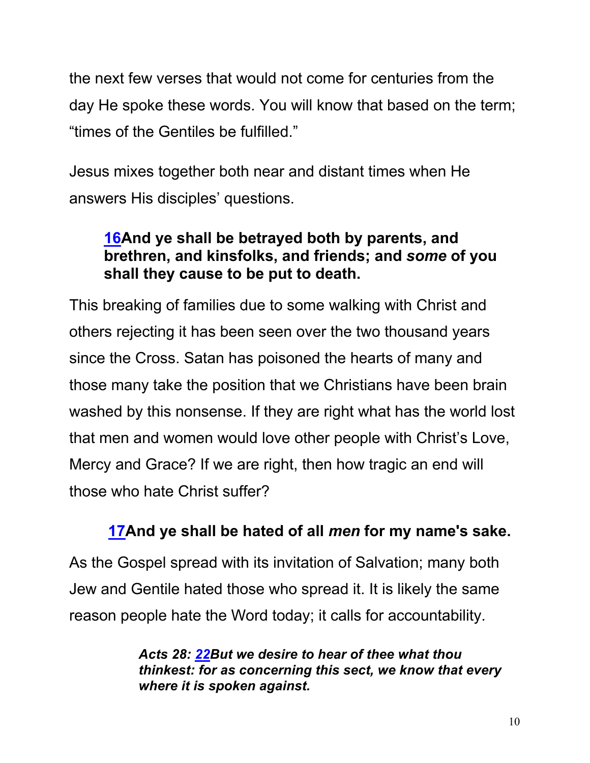the next few verses that would not come for centuries from the day He spoke these words. You will know that based on the term; “times of the Gentiles be fulfilled.”

Jesus mixes together both near and distant times when He answers His disciples’ questions.

> **16And ye shall be betrayed both by parents, and brethren, and kinsfolks, and friends; and *some* of you shall they cause to be put to death.**

This breaking of families due to some walking with Christ and others rejecting it has been seen over the two thousand years since the Cross. Satan has poisoned the hearts of many and those many take the position that we Christians have been brain washed by this nonsense. If they are right what has the world lost that men and women would love other people with Christ’s Love, Mercy and Grace? If we are right, then how tragic an end will those who hate Christ suffer?

> **17And ye shall be hated of all *men* for my name's sake.**

As the Gospel spread with its invitation of Salvation; many both Jew and Gentile hated those who spread it. It is likely the same reason people hate the Word today; it calls for accountability.

> ***Acts 28: 22But we desire to hear of thee what thou thinkest: for as concerning this sect, we know that every where it is spoken against.***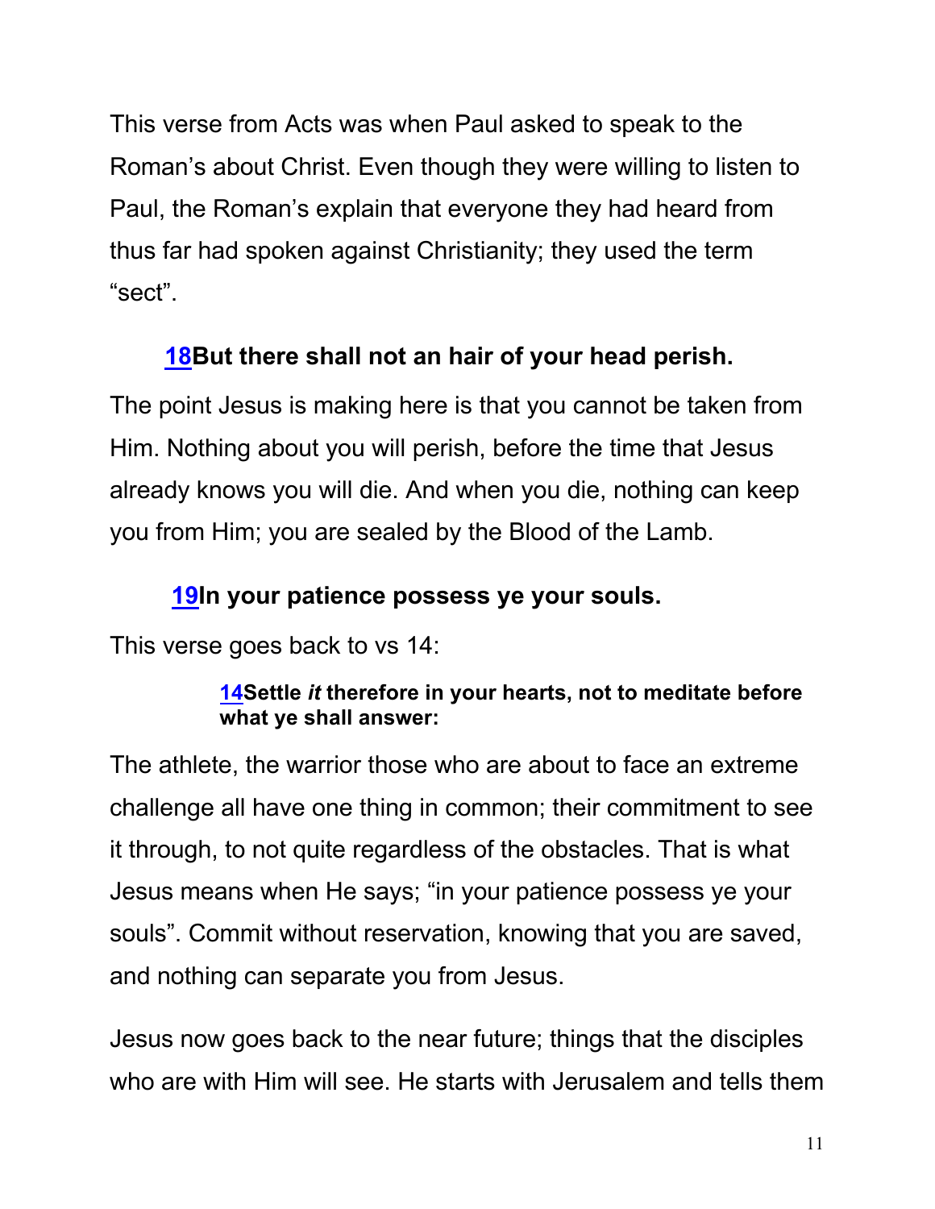This verse from Acts was when Paul asked to speak to the Roman's about Christ. Even though they were willing to listen to Paul, the Roman's explain that everyone they had heard from thus far had spoken against Christianity; they used the term "sect".

**18But there shall not an hair of your head perish.**

The point Jesus is making here is that you cannot be taken from Him. Nothing about you will perish, before the time that Jesus already knows you will die. And when you die, nothing can keep you from Him; you are sealed by the Blood of the Lamb.

**19In your patience possess ye your souls.**

This verse goes back to vs 14:

> **14Settle *it* therefore in your hearts, not to meditate before what ye shall answer:**

The athlete, the warrior those who are about to face an extreme challenge all have one thing in common; their commitment to see it through, to not quite regardless of the obstacles. That is what Jesus means when He says; "in your patience possess ye your souls". Commit without reservation, knowing that you are saved, and nothing can separate you from Jesus.

Jesus now goes back to the near future; things that the disciples who are with Him will see. He starts with Jerusalem and tells them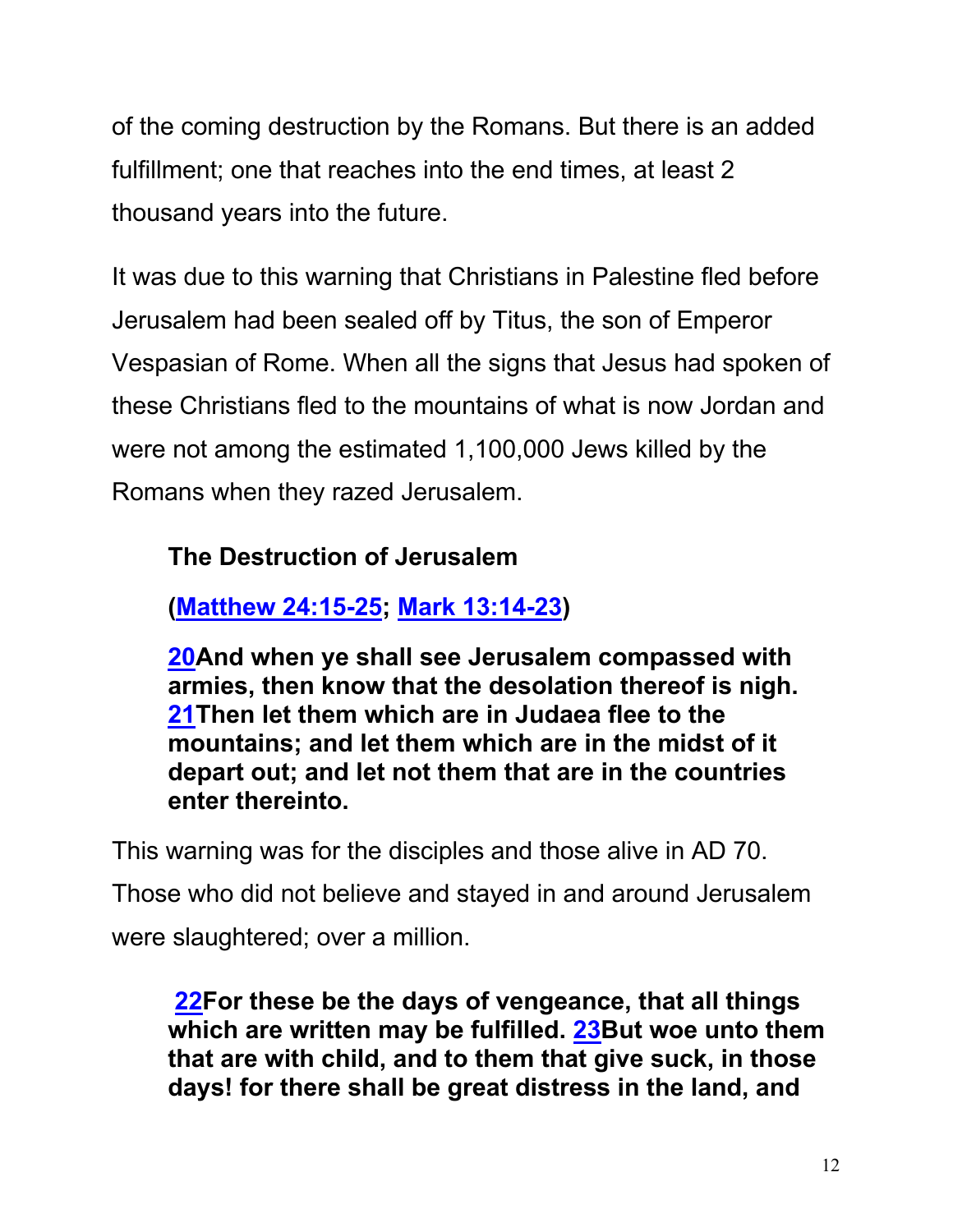of the coming destruction by the Romans. But there is an added fulfillment; one that reaches into the end times, at least 2 thousand years into the future.

It was due to this warning that Christians in Palestine fled before Jerusalem had been sealed off by Titus, the son of Emperor Vespasian of Rome. When all the signs that Jesus had spoken of these Christians fled to the mountains of what is now Jordan and were not among the estimated 1,100,000 Jews killed by the Romans when they razed Jerusalem.

> **The Destruction of Jerusalem**
>
> **(Matthew 24:15-25; Mark 13:14-23)**
>
> **20And when ye shall see Jerusalem compassed with armies, then know that the desolation thereof is nigh. 21Then let them which are in Judaea flee to the mountains; and let them which are in the midst of it depart out; and let not them that are in the countries enter thereinto.**

This warning was for the disciples and those alive in AD 70. Those who did not believe and stayed in and around Jerusalem were slaughtered; over a million.

> **22For these be the days of vengeance, that all things which are written may be fulfilled. 23But woe unto them that are with child, and to them that give suck, in those days! for there shall be great distress in the land, and**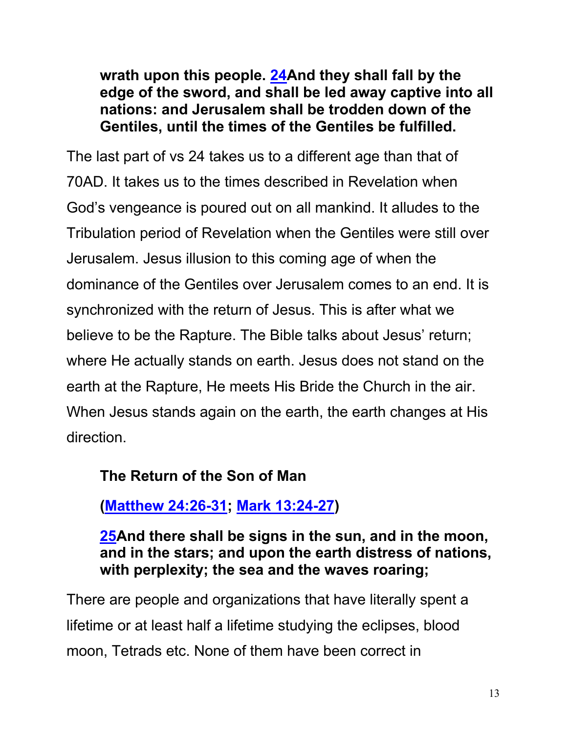**wrath upon this people. 24And they shall fall by the edge of the sword, and shall be led away captive into all nations: and Jerusalem shall be trodden down of the Gentiles, until the times of the Gentiles be fulfilled.**

The last part of vs 24 takes us to a different age than that of 70AD. It takes us to the times described in Revelation when God's vengeance is poured out on all mankind. It alludes to the Tribulation period of Revelation when the Gentiles were still over Jerusalem. Jesus illusion to this coming age of when the dominance of the Gentiles over Jerusalem comes to an end. It is synchronized with the return of Jesus. This is after what we believe to be the Rapture. The Bible talks about Jesus' return; where He actually stands on earth. Jesus does not stand on the earth at the Rapture, He meets His Bride the Church in the air. When Jesus stands again on the earth, the earth changes at His direction.

**The Return of the Son of Man**

**(Matthew 24:26-31; Mark 13:24-27)**

**25And there shall be signs in the sun, and in the moon, and in the stars; and upon the earth distress of nations, with perplexity; the sea and the waves roaring;**

There are people and organizations that have literally spent a lifetime or at least half a lifetime studying the eclipses, blood moon, Tetrads etc. None of them have been correct in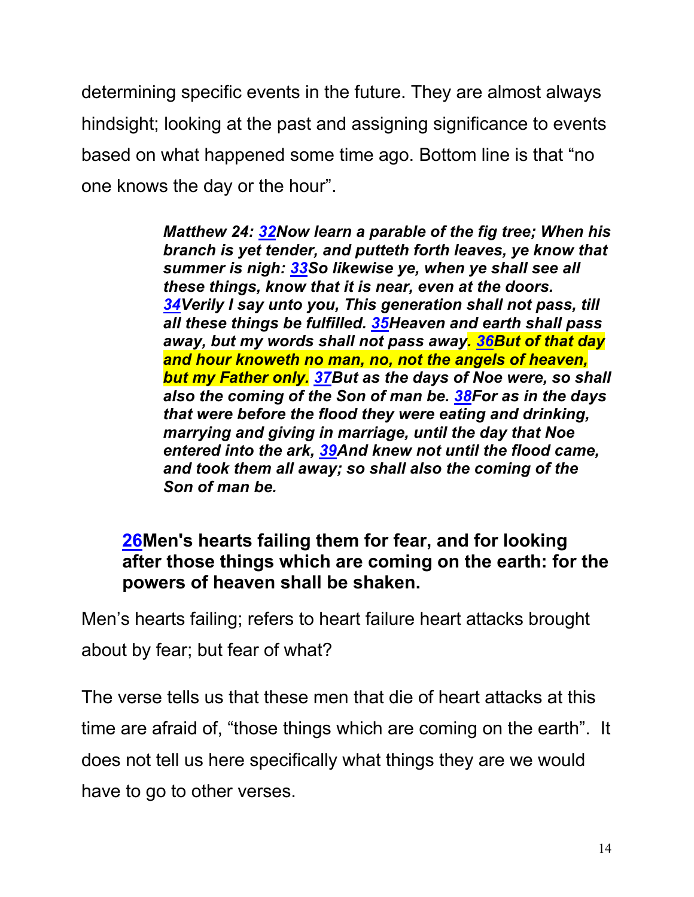determining specific events in the future. They are almost always hindsight; looking at the past and assigning significance to events based on what happened some time ago. Bottom line is that “no one knows the day or the hour”.

> ***Matthew 24: 32Now learn a parable of the fig tree; When his branch is yet tender, and putteth forth leaves, ye know that summer is nigh: 33So likewise ye, when ye shall see all these things, know that it is near, even at the doors. 34Verily I say unto you, This generation shall not pass, till all these things be fulfilled. 35Heaven and earth shall pass away, but my words shall not pass away. 36But of that day and hour knoweth no man, no, not the angels of heaven, but my Father only. 37But as the days of Noe were, so shall also the coming of the Son of man be. 38For as in the days that were before the flood they were eating and drinking, marrying and giving in marriage, until the day that Noe entered into the ark, 39And knew not until the flood came, and took them all away; so shall also the coming of the Son of man be.***

> **26Men's hearts failing them for fear, and for looking after those things which are coming on the earth: for the powers of heaven shall be shaken.**

Men’s hearts failing; refers to heart failure heart attacks brought about by fear; but fear of what?

The verse tells us that these men that die of heart attacks at this time are afraid of, “those things which are coming on the earth”. It does not tell us here specifically what things they are we would have to go to other verses.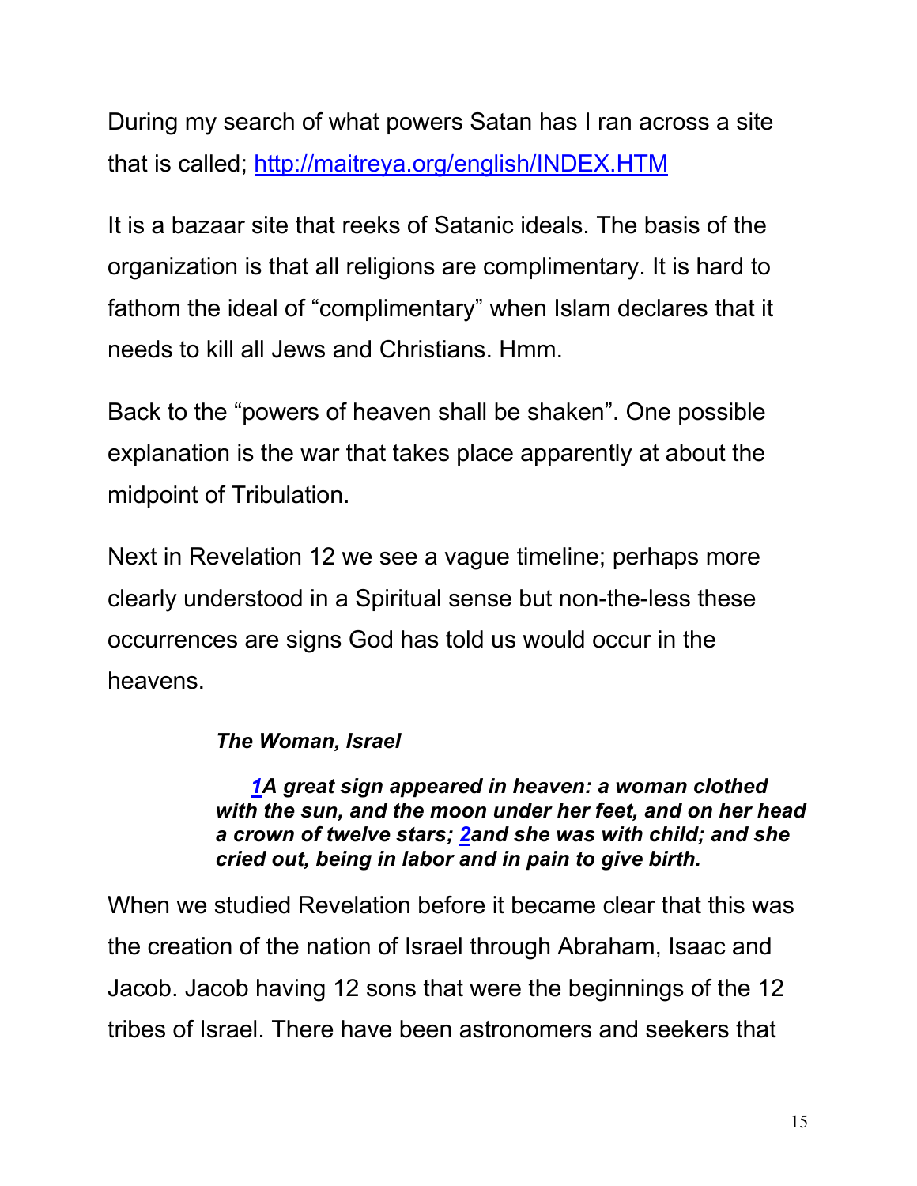During my search of what powers Satan has I ran across a site that is called; [http://maitreya.org/english/INDEX.HTM](http://maitreya.org/english/INDEX.HTM)

It is a bazaar site that reeks of Satanic ideals. The basis of the organization is that all religions are complimentary. It is hard to fathom the ideal of "complimentary" when Islam declares that it needs to kill all Jews and Christians. Hmm.

Back to the "powers of heaven shall be shaken". One possible explanation is the war that takes place apparently at about the midpoint of Tribulation.

Next in Revelation 12 we see a vague timeline; perhaps more clearly understood in a Spiritual sense but non-the-less these occurrences are signs God has told us would occur in the heavens.

> ***The Woman, Israel***
>
> ***1A great sign appeared in heaven: a woman clothed with the sun, and the moon under her feet, and on her head a crown of twelve stars; 2and she was with child; and she cried out, being in labor and in pain to give birth.***

When we studied Revelation before it became clear that this was the creation of the nation of Israel through Abraham, Isaac and Jacob. Jacob having 12 sons that were the beginnings of the 12 tribes of Israel. There have been astronomers and seekers that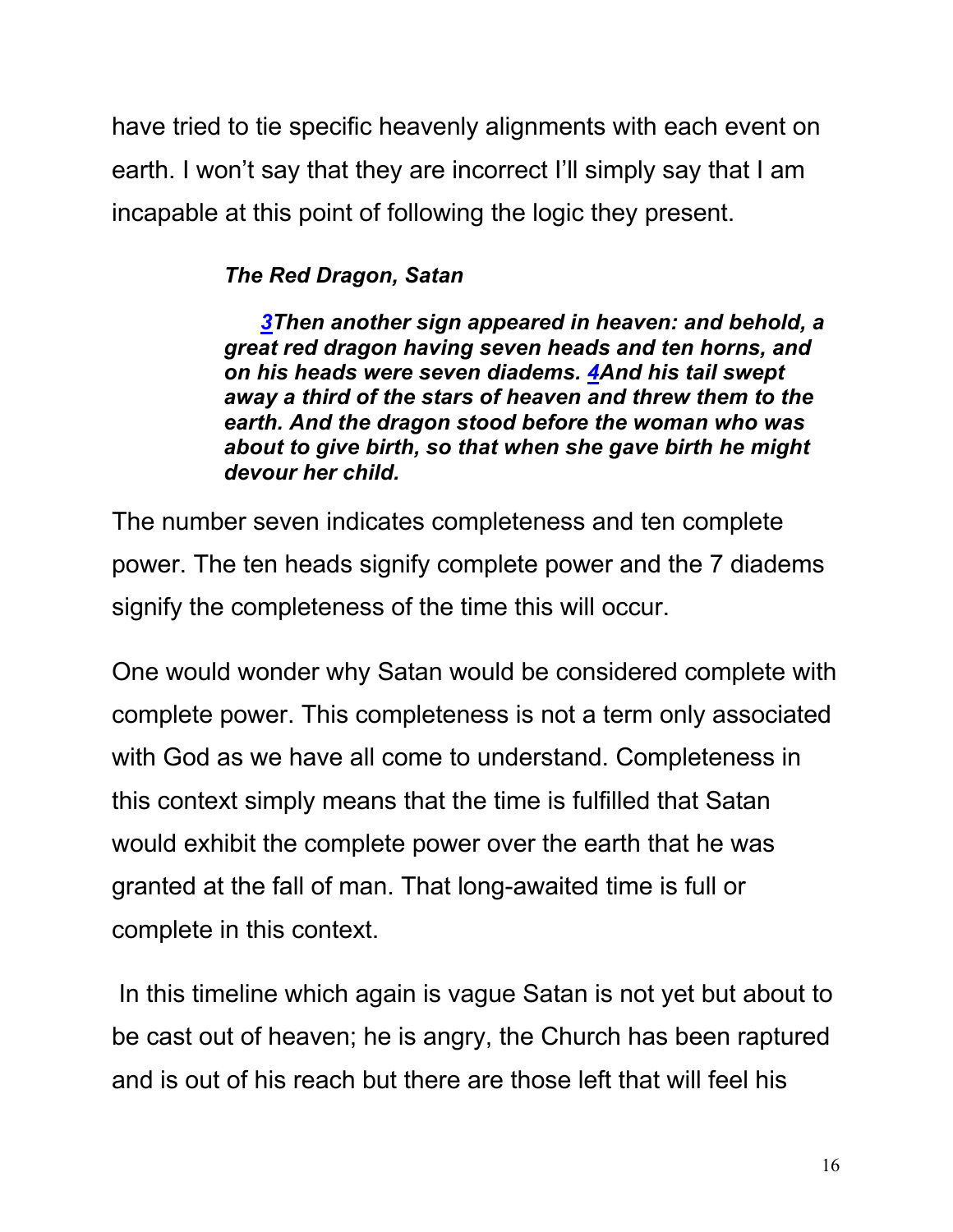have tried to tie specific heavenly alignments with each event on earth. I won't say that they are incorrect I'll simply say that I am incapable at this point of following the logic they present.

***The Red Dragon, Satan***

> ***3Then another sign appeared in heaven: and behold, a great red dragon having seven heads and ten horns, and on his heads were seven diadems. 4And his tail swept away a third of the stars of heaven and threw them to the earth. And the dragon stood before the woman who was about to give birth, so that when she gave birth he might devour her child.***

The number seven indicates completeness and ten complete power. The ten heads signify complete power and the 7 diadems signify the completeness of the time this will occur.

One would wonder why Satan would be considered complete with complete power. This completeness is not a term only associated with God as we have all come to understand. Completeness in this context simply means that the time is fulfilled that Satan would exhibit the complete power over the earth that he was granted at the fall of man. That long-awaited time is full or complete in this context.

In this timeline which again is vague Satan is not yet but about to be cast out of heaven; he is angry, the Church has been raptured and is out of his reach but there are those left that will feel his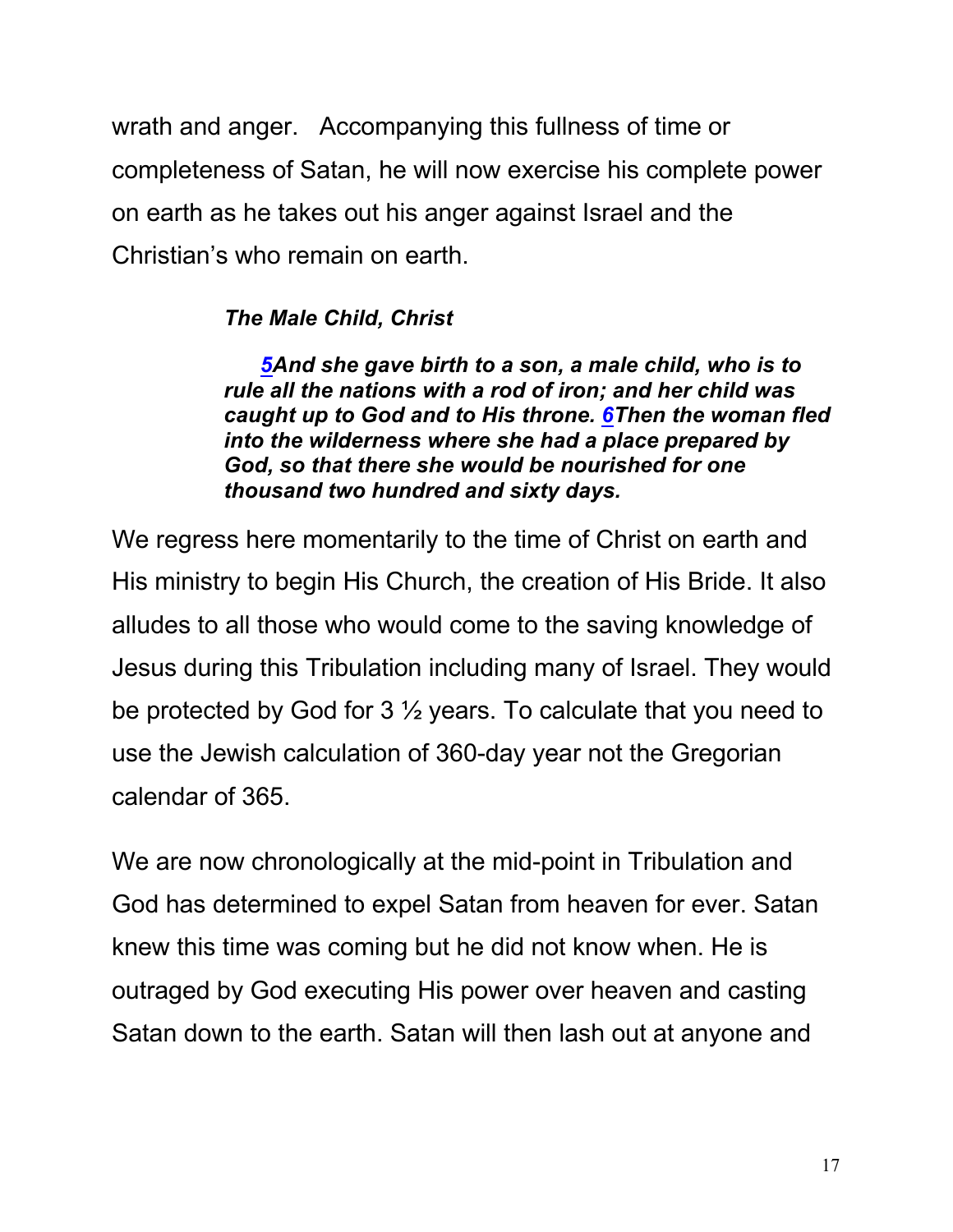wrath and anger. Accompanying this fullness of time or completeness of Satan, he will now exercise his complete power on earth as he takes out his anger against Israel and the Christian's who remain on earth.

***The Male Child, Christ***

> ***5And she gave birth to a son, a male child, who is to rule all the nations with a rod of iron; and her child was caught up to God and to His throne. 6Then the woman fled into the wilderness where she had a place prepared by God, so that there she would be nourished for one thousand two hundred and sixty days.***

We regress here momentarily to the time of Christ on earth and His ministry to begin His Church, the creation of His Bride. It also alludes to all those who would come to the saving knowledge of Jesus during this Tribulation including many of Israel. They would be protected by God for 3 ½ years. To calculate that you need to use the Jewish calculation of 360-day year not the Gregorian calendar of 365.

We are now chronologically at the mid-point in Tribulation and God has determined to expel Satan from heaven for ever. Satan knew this time was coming but he did not know when. He is outraged by God executing His power over heaven and casting Satan down to the earth. Satan will then lash out at anyone and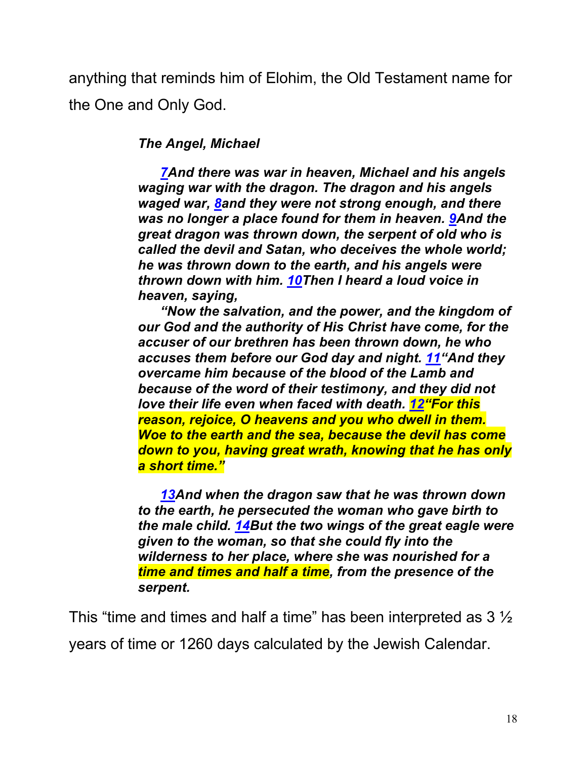anything that reminds him of Elohim, the Old Testament name for the One and Only God.

***The Angel, Michael***

> ***7And there was war in heaven, Michael and his angels waging war with the dragon. The dragon and his angels waged war, 8and they were not strong enough, and there was no longer a place found for them in heaven. 9And the great dragon was thrown down, the serpent of old who is called the devil and Satan, who deceives the whole world; he was thrown down to the earth, and his angels were thrown down with him. 10Then I heard a loud voice in heaven, saying,***
>
> ***"Now the salvation, and the power, and the kingdom of our God and the authority of His Christ have come, for the accuser of our brethren has been thrown down, he who accuses them before our God day and night. 11"And they overcame him because of the blood of the Lamb and because of the word of their testimony, and they did not love their life even when faced with death. 12"For this reason, rejoice, O heavens and you who dwell in them. Woe to the earth and the sea, because the devil has come down to you, having great wrath, knowing that he has only a short time."***
>
> ***13And when the dragon saw that he was thrown down to the earth, he persecuted the woman who gave birth to the male child. 14But the two wings of the great eagle were given to the woman, so that she could fly into the wilderness to her place, where she was nourished for a time and times and half a time, from the presence of the serpent.***

This "time and times and half a time" has been interpreted as 3 ½ years of time or 1260 days calculated by the Jewish Calendar.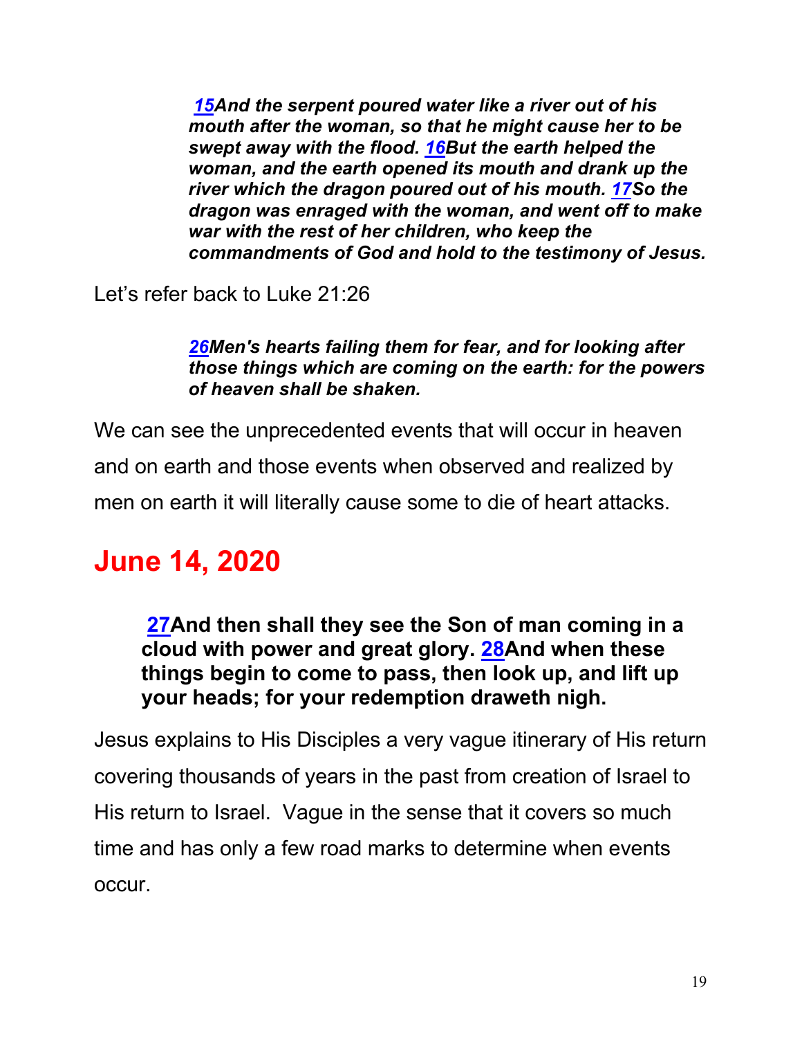> ***15*And the serpent poured water like a river out of his mouth after the woman, so that he might cause her to be swept away with the flood. *16*But the earth helped the woman, and the earth opened its mouth and drank up the river which the dragon poured out of his mouth. *17*So the dragon was enraged with the woman, and went off to make war with the rest of her children, who keep the commandments of God and hold to the testimony of Jesus.***

Let's refer back to Luke 21:26

> ***26*Men's hearts failing them for fear, and for looking after those things which are coming on the earth: for the powers of heaven shall be shaken.***

We can see the unprecedented events that will occur in heaven and on earth and those events when observed and realized by men on earth it will literally cause some to die of heart attacks.

## June 14, 2020

> **27And then shall they see the Son of man coming in a cloud with power and great glory. 28And when these things begin to come to pass, then look up, and lift up your heads; for your redemption draweth nigh.**

Jesus explains to His Disciples a very vague itinerary of His return covering thousands of years in the past from creation of Israel to His return to Israel. Vague in the sense that it covers so much time and has only a few road marks to determine when events occur.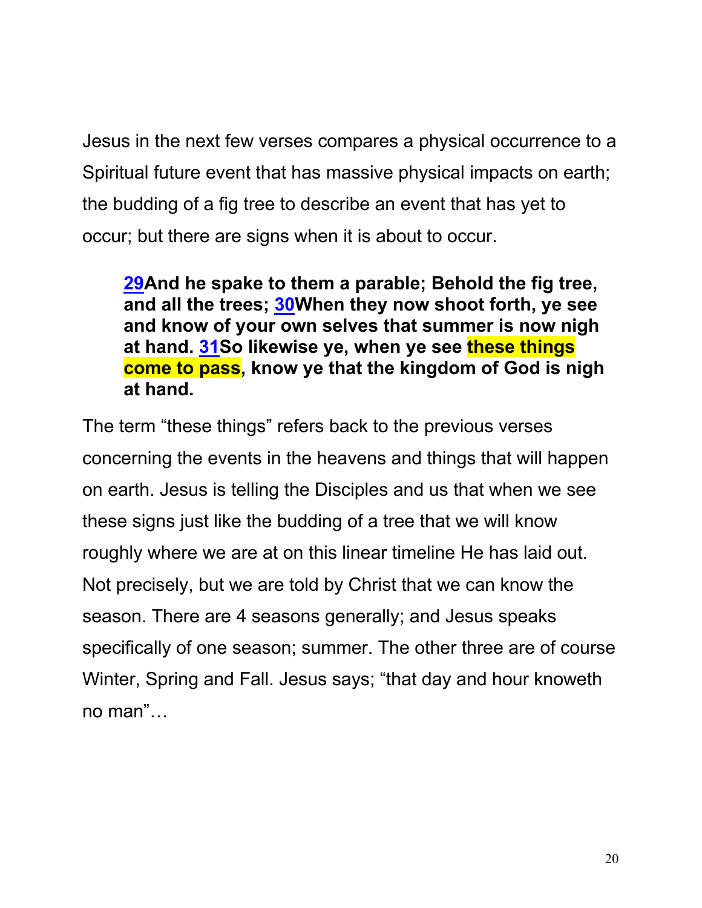Jesus in the next few verses compares a physical occurrence to a Spiritual future event that has massive physical impacts on earth; the budding of a fig tree to describe an event that has yet to occur; but there are signs when it is about to occur.

> **29And he spake to them a parable; Behold the fig tree, and all the trees; 30When they now shoot forth, ye see and know of your own selves that summer is now nigh at hand. 31So likewise ye, when ye see these things come to pass, know ye that the kingdom of God is nigh at hand.**

The term "these things" refers back to the previous verses concerning the events in the heavens and things that will happen on earth. Jesus is telling the Disciples and us that when we see these signs just like the budding of a tree that we will know roughly where we are at on this linear timeline He has laid out. Not precisely, but we are told by Christ that we can know the season. There are 4 seasons generally; and Jesus speaks specifically of one season; summer. The other three are of course Winter, Spring and Fall. Jesus says; "that day and hour knoweth no man"…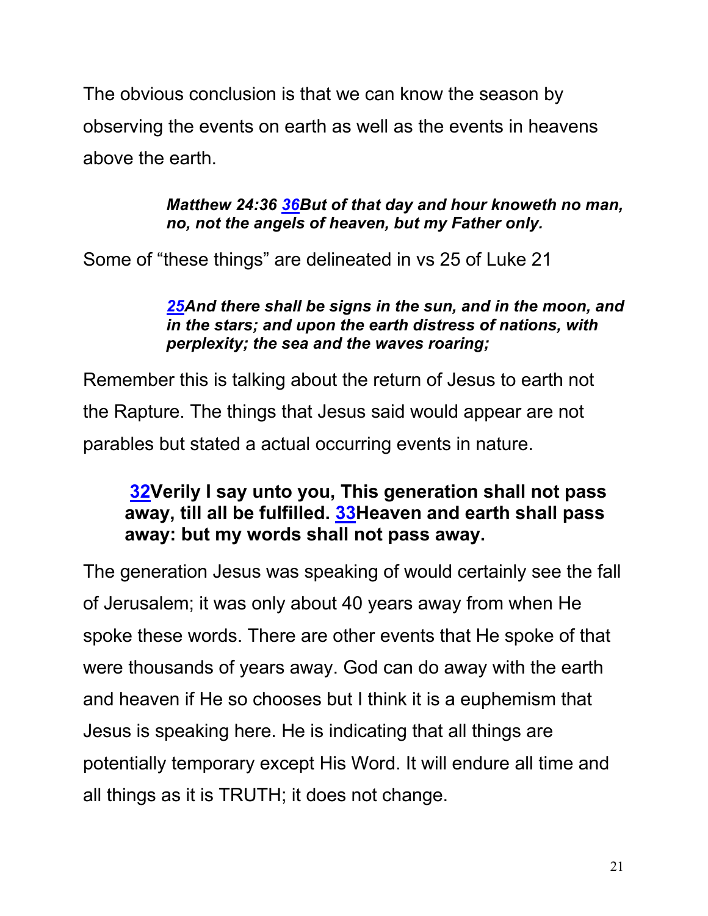The obvious conclusion is that we can know the season by observing the events on earth as well as the events in heavens above the earth.

> ***Matthew 24:36 36But of that day and hour knoweth no man, no, not the angels of heaven, but my Father only.***

Some of "these things" are delineated in vs 25 of Luke 21

> ***25And there shall be signs in the sun, and in the moon, and in the stars; and upon the earth distress of nations, with perplexity; the sea and the waves roaring;***

Remember this is talking about the return of Jesus to earth not the Rapture. The things that Jesus said would appear are not parables but stated a actual occurring events in nature.

> **32Verily I say unto you, This generation shall not pass away, till all be fulfilled. 33Heaven and earth shall pass away: but my words shall not pass away.**

The generation Jesus was speaking of would certainly see the fall of Jerusalem; it was only about 40 years away from when He spoke these words. There are other events that He spoke of that were thousands of years away. God can do away with the earth and heaven if He so chooses but I think it is a euphemism that Jesus is speaking here. He is indicating that all things are potentially temporary except His Word. It will endure all time and all things as it is TRUTH; it does not change.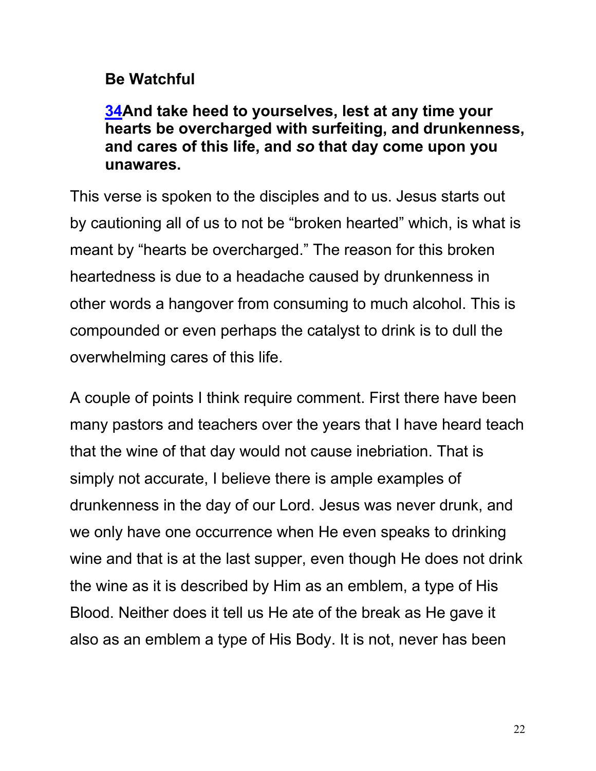**Be Watchful**

**[34](#)And take heed to yourselves, lest at any time your hearts be overcharged with surfeiting, and drunkenness, and cares of this life, and *so* that day come upon you unawares.**

This verse is spoken to the disciples and to us. Jesus starts out by cautioning all of us to not be "broken hearted" which, is what is meant by "hearts be overcharged." The reason for this broken heartedness is due to a headache caused by drunkenness in other words a hangover from consuming to much alcohol. This is compounded or even perhaps the catalyst to drink is to dull the overwhelming cares of this life.

A couple of points I think require comment. First there have been many pastors and teachers over the years that I have heard teach that the wine of that day would not cause inebriation. That is simply not accurate, I believe there is ample examples of drunkenness in the day of our Lord. Jesus was never drunk, and we only have one occurrence when He even speaks to drinking wine and that is at the last supper, even though He does not drink the wine as it is described by Him as an emblem, a type of His Blood. Neither does it tell us He ate of the break as He gave it also as an emblem a type of His Body. It is not, never has been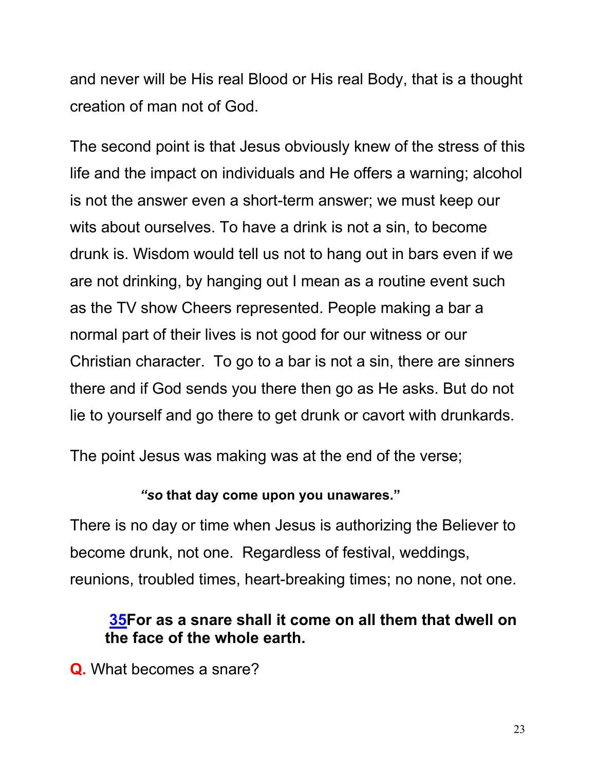and never will be His real Blood or His real Body, that is a thought creation of man not of God.

The second point is that Jesus obviously knew of the stress of this life and the impact on individuals and He offers a warning; alcohol is not the answer even a short-term answer; we must keep our wits about ourselves. To have a drink is not a sin, to become drunk is. Wisdom would tell us not to hang out in bars even if we are not drinking, by hanging out I mean as a routine event such as the TV show Cheers represented. People making a bar a normal part of their lives is not good for our witness or our Christian character. To go to a bar is not a sin, there are sinners there and if God sends you there then go as He asks. But do not lie to yourself and go there to get drunk or cavort with drunkards.

The point Jesus was making was at the end of the verse;

> ***"so* that day come upon you unawares."**

There is no day or time when Jesus is authorizing the Believer to become drunk, not one. Regardless of festival, weddings, reunions, troubled times, heart-breaking times; no none, not one.

> **35For as a snare shall it come on all them that dwell on the face of the whole earth.**

**Q.** What becomes a snare?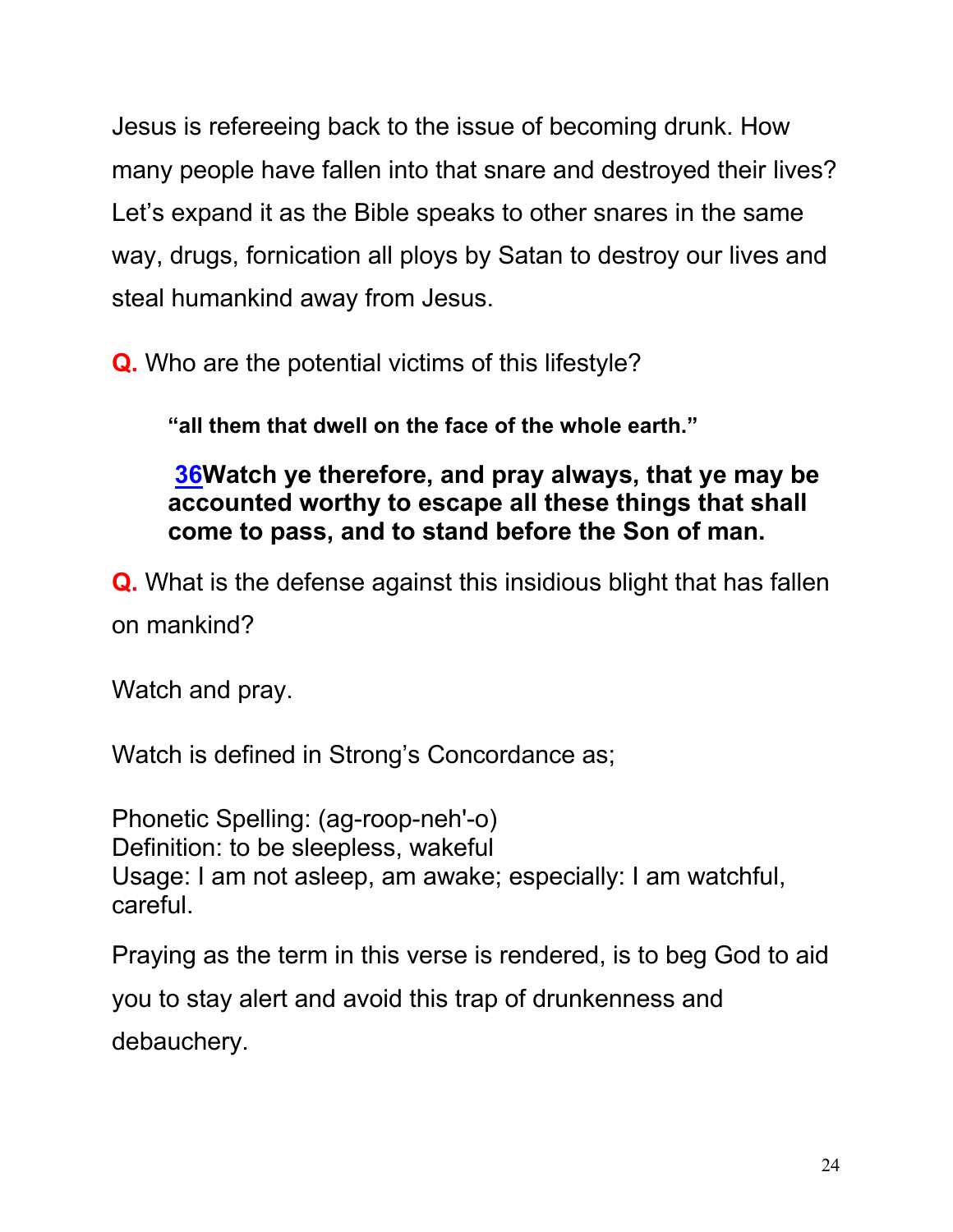Jesus is refereeing back to the issue of becoming drunk. How many people have fallen into that snare and destroyed their lives? Let's expand it as the Bible speaks to other snares in the same way, drugs, fornication all ploys by Satan to destroy our lives and steal humankind away from Jesus.

**Q.** Who are the potential victims of this lifestyle?

> **"all them that dwell on the face of the whole earth."**
>
> **36Watch ye therefore, and pray always, that ye may be accounted worthy to escape all these things that shall come to pass, and to stand before the Son of man.**

**Q.** What is the defense against this insidious blight that has fallen on mankind?

Watch and pray.

Watch is defined in Strong's Concordance as;

Phonetic Spelling: (ag-roop-neh'-o)
Definition: to be sleepless, wakeful
Usage: I am not asleep, am awake; especially: I am watchful, careful.

Praying as the term in this verse is rendered, is to beg God to aid you to stay alert and avoid this trap of drunkenness and debauchery.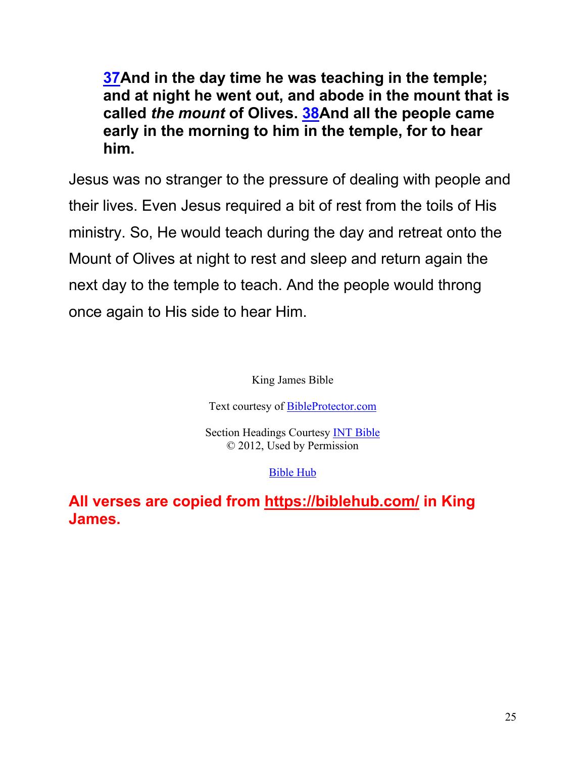**[37](#)And in the day time he was teaching in the temple; and at night he went out, and abode in the mount that is called *the mount* of Olives. [38](#)And all the people came early in the morning to him in the temple, for to hear him.**

Jesus was no stranger to the pressure of dealing with people and their lives. Even Jesus required a bit of rest from the toils of His ministry. So, He would teach during the day and retreat onto the Mount of Olives at night to rest and sleep and return again the next day to the temple to teach. And the people would throng once again to His side to hear Him.

King James Bible

Text courtesy of BibleProtector.com

Section Headings Courtesy INT Bible
© 2012, Used by Permission

Bible Hub

**All verses are copied from https://biblehub.com/ in King James.**